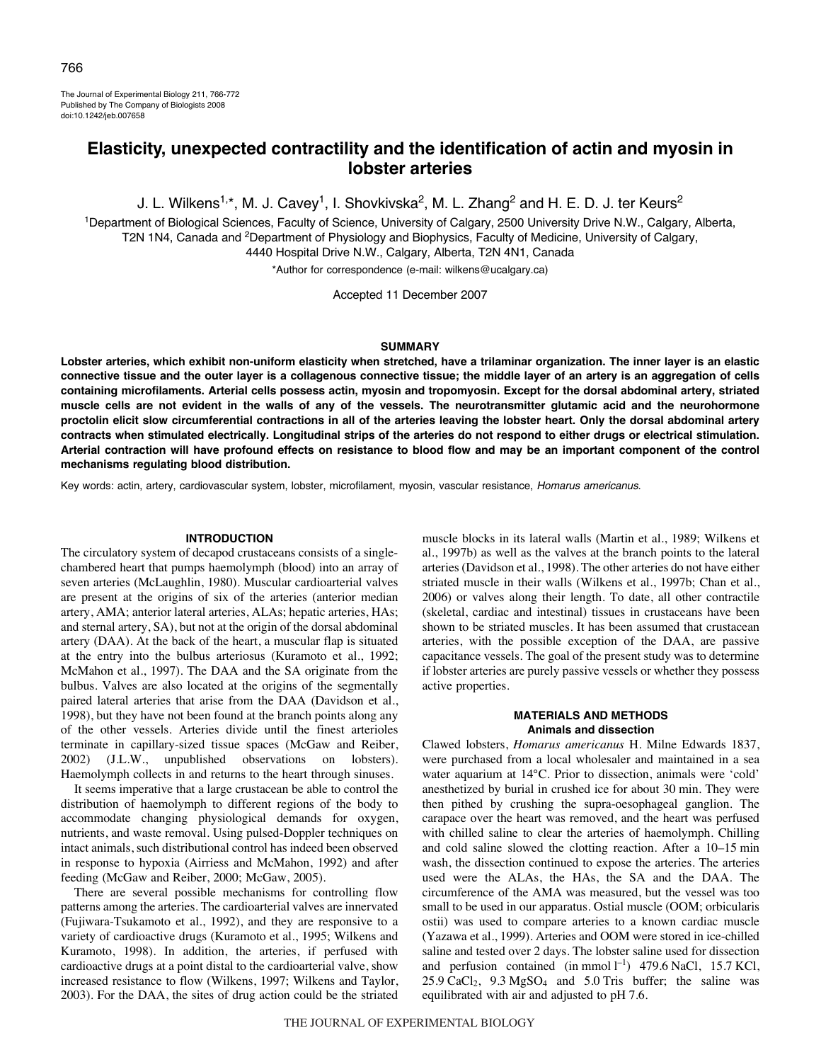# Elasticity, unexpected contractility and the identification of actin and myosin in lobster arteries

J. L. Wilkens[1,*], M. J. Cavey[1], I. Shovkivska[2], M. L. Zhang[2] and H. E. D. J. ter Keurs[2]

[1]Department of Biological Sciences, Faculty of Science, University of Calgary, 2500 University Drive N.W., Calgary, Alberta, T2N 1N4, Canada and [2]Department of Physiology and Biophysics, Faculty of Medicine, University of Calgary, 4440 Hospital Drive N.W., Calgary, Alberta, T2N 4N1, Canada

*Author for correspondence (e-mail: wilkens@ucalgary.ca)

Accepted 11 December 2007

## SUMMARY

**Lobster arteries, which exhibit non-uniform elasticity when stretched, have a trilaminar organization. The inner layer is an elastic connective tissue and the outer layer is a collagenous connective tissue; the middle layer of an artery is an aggregation of cells containing microfilaments. Arterial cells possess actin, myosin and tropomyosin. Except for the dorsal abdominal artery, striated muscle cells are not evident in the walls of any of the vessels. The neurotransmitter glutamic acid and the neurohormone proctolin elicit slow circumferential contractions in all of the arteries leaving the lobster heart. Only the dorsal abdominal artery contracts when stimulated electrically. Longitudinal strips of the arteries do not respond to either drugs or electrical stimulation. Arterial contraction will have profound effects on resistance to blood flow and may be an important component of the control mechanisms regulating blood distribution.**

Key words: actin, artery, cardiovascular system, lobster, microfilament, myosin, vascular resistance, *Homarus americanus*.

## INTRODUCTION

The circulatory system of decapod crustaceans consists of a single-chambered heart that pumps haemolymph (blood) into an array of seven arteries (McLaughlin, 1980). Muscular cardioarterial valves are present at the origins of six of the arteries (anterior median artery, AMA; anterior lateral arteries, ALAs; hepatic arteries, HAs; and sternal artery, SA), but not at the origin of the dorsal abdominal artery (DAA). At the back of the heart, a muscular flap is situated at the entry into the bulbus arteriosus (Kuramoto et al., 1992; McMahon et al., 1997). The DAA and the SA originate from the bulbus. Valves are also located at the origins of the segmentally paired lateral arteries that arise from the DAA (Davidson et al., 1998), but they have not been found at the branch points along any of the other vessels. Arteries divide until the finest arterioles terminate in capillary-sized tissue spaces (McGaw and Reiber, 2002) (J.L.W., unpublished observations on lobsters). Haemolymph collects in and returns to the heart through sinuses.

It seems imperative that a large crustacean be able to control the distribution of haemolymph to different regions of the body to accommodate changing physiological demands for oxygen, nutrients, and waste removal. Using pulsed-Doppler techniques on intact animals, such distributional control has indeed been observed in response to hypoxia (Airriess and McMahon, 1992) and after feeding (McGaw and Reiber, 2000; McGaw, 2005).

There are several possible mechanisms for controlling flow patterns among the arteries. The cardioarterial valves are innervated (Fujiwara-Tsukamoto et al., 1992), and they are responsive to a variety of cardioactive drugs (Kuramoto et al., 1995; Wilkens and Kuramoto, 1998). In addition, the arteries, if perfused with cardioactive drugs at a point distal to the cardioarterial valve, show increased resistance to flow (Wilkens, 1997; Wilkens and Taylor, 2003). For the DAA, the sites of drug action could be the striated muscle blocks in its lateral walls (Martin et al., 1989; Wilkens et al., 1997b) as well as the valves at the branch points to the lateral arteries (Davidson et al., 1998). The other arteries do not have either striated muscle in their walls (Wilkens et al., 1997b; Chan et al., 2006) or valves along their length. To date, all other contractile (skeletal, cardiac and intestinal) tissues in crustaceans have been shown to be striated muscles. It has been assumed that crustacean arteries, with the possible exception of the DAA, are passive capacitance vessels. The goal of the present study was to determine if lobster arteries are purely passive vessels or whether they possess active properties.

## MATERIALS AND METHODS

### Animals and dissection

Clawed lobsters, *Homarus americanus* H. Milne Edwards 1837, were purchased from a local wholesaler and maintained in a sea water aquarium at 14°C. Prior to dissection, animals were 'cold' anesthetized by burial in crushed ice for about 30 min. They were then pithed by crushing the supra-oesophageal ganglion. The carapace over the heart was removed, and the heart was perfused with chilled saline to clear the arteries of haemolymph. Chilling and cold saline slowed the clotting reaction. After a 10–15 min wash, the dissection continued to expose the arteries. The arteries used were the ALAs, the HAs, the SA and the DAA. The circumference of the AMA was measured, but the vessel was too small to be used in our apparatus. Ostial muscle (OOM; orbicularis ostii) was used to compare arteries to a known cardiac muscle (Yazawa et al., 1999). Arteries and OOM were stored in ice-chilled saline and tested over 2 days. The lobster saline used for dissection and perfusion contained (in mmol $l^{-1}$) 479.6 NaCl, 15.7 KCl, 25.9 $CaCl_2$, 9.3 $MgSO_4$ and 5.0 Tris buffer; the saline was equilibrated with air and adjusted to pH 7.6.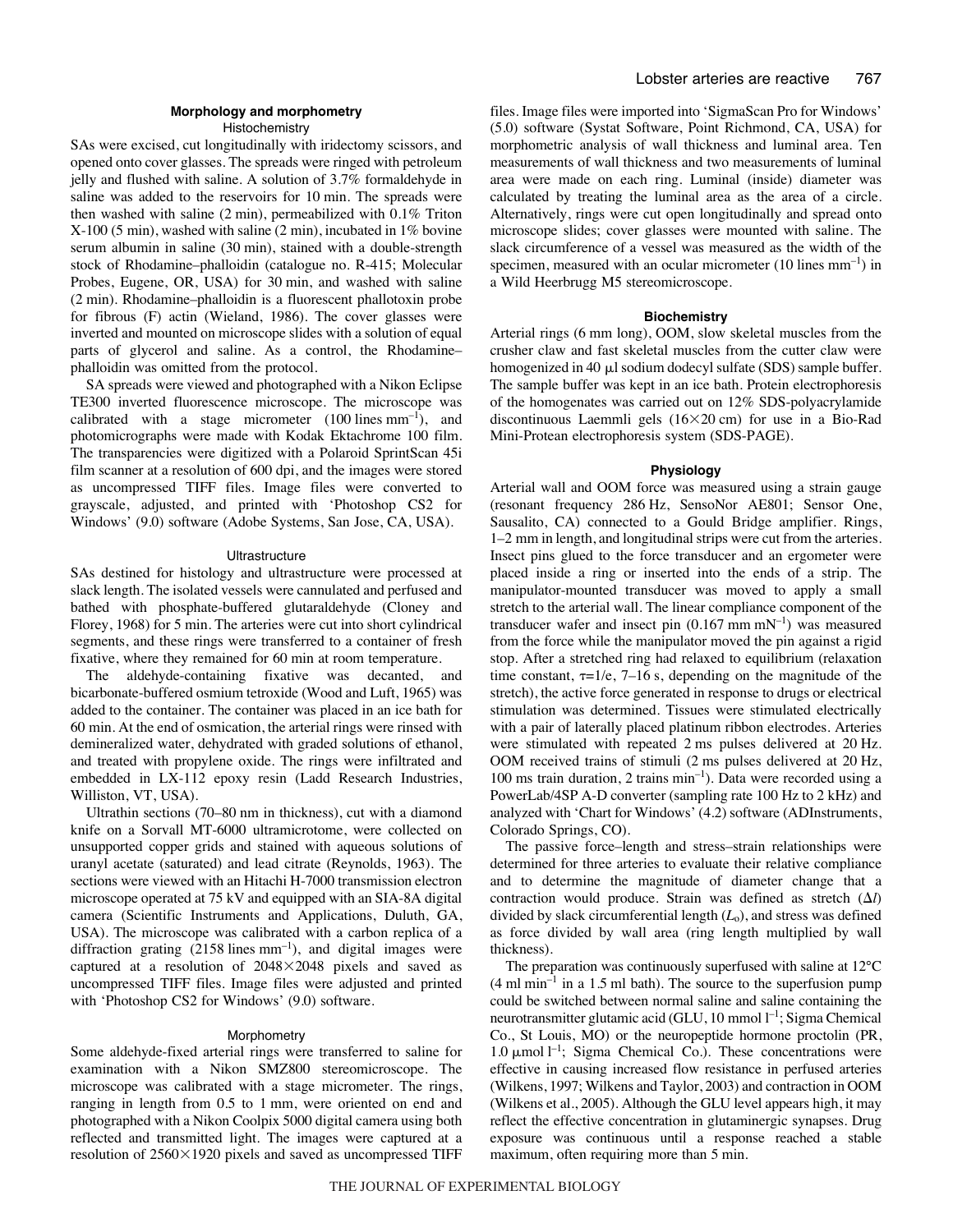## Morphology and morphometry

### Histochemistry

SAs were excised, cut longitudinally with iridectomy scissors, and opened onto cover glasses. The spreads were ringed with petroleum jelly and flushed with saline. A solution of 3.7% formaldehyde in saline was added to the reservoirs for 10 min. The spreads were then washed with saline (2 min), permeabilized with 0.1% Triton X-100 (5 min), washed with saline (2 min), incubated in 1% bovine serum albumin in saline (30 min), stained with a double-strength stock of Rhodamine–phalloidin (catalogue no. R-415; Molecular Probes, Eugene, OR, USA) for 30 min, and washed with saline (2 min). Rhodamine–phalloidin is a fluorescent phallotoxin probe for fibrous (F) actin (Wieland, 1986). The cover glasses were inverted and mounted on microscope slides with a solution of equal parts of glycerol and saline. As a control, the Rhodamine–phalloidin was omitted from the protocol.

SA spreads were viewed and photographed with a Nikon Eclipse TE300 inverted fluorescence microscope. The microscope was calibrated with a stage micrometer (100 lines $mm^{-1}$), and photomicrographs were made with Kodak Ektachrome 100 film. The transparencies were digitized with a Polaroid SprintScan 45i film scanner at a resolution of 600 dpi, and the images were stored as uncompressed TIFF files. Image files were converted to grayscale, adjusted, and printed with 'Photoshop CS2 for Windows' (9.0) software (Adobe Systems, San Jose, CA, USA).

### Ultrastructure

SAs destined for histology and ultrastructure were processed at slack length. The isolated vessels were cannulated and perfused and bathed with phosphate-buffered glutaraldehyde (Cloney and Florey, 1968) for 5 min. The arteries were cut into short cylindrical segments, and these rings were transferred to a container of fresh fixative, where they remained for 60 min at room temperature.

The aldehyde-containing fixative was decanted, and bicarbonate-buffered osmium tetroxide (Wood and Luft, 1965) was added to the container. The container was placed in an ice bath for 60 min. At the end of osmication, the arterial rings were rinsed with demineralized water, dehydrated with graded solutions of ethanol, and treated with propylene oxide. The rings were infiltrated and embedded in LX-112 epoxy resin (Ladd Research Industries, Williston, VT, USA).

Ultrathin sections (70–80 nm in thickness), cut with a diamond knife on a Sorvall MT-6000 ultramicrotome, were collected on unsupported copper grids and stained with aqueous solutions of uranyl acetate (saturated) and lead citrate (Reynolds, 1963). The sections were viewed with an Hitachi H-7000 transmission electron microscope operated at 75 kV and equipped with an SIA-8A digital camera (Scientific Instruments and Applications, Duluth, GA, USA). The microscope was calibrated with a carbon replica of a diffraction grating (2158 lines $mm^{-1}$), and digital images were captured at a resolution of 2048×2048 pixels and saved as uncompressed TIFF files. Image files were adjusted and printed with 'Photoshop CS2 for Windows' (9.0) software.

### Morphometry

Some aldehyde-fixed arterial rings were transferred to saline for examination with a Nikon SMZ800 stereomicroscope. The microscope was calibrated with a stage micrometer. The rings, ranging in length from 0.5 to 1 mm, were oriented on end and photographed with a Nikon Coolpix 5000 digital camera using both reflected and transmitted light. The images were captured at a resolution of 2560×1920 pixels and saved as uncompressed TIFF files. Image files were imported into 'SigmaScan Pro for Windows' (5.0) software (Systat Software, Point Richmond, CA, USA) for morphometric analysis of wall thickness and luminal area. Ten measurements of wall thickness and two measurements of luminal area were made on each ring. Luminal (inside) diameter was calculated by treating the luminal area as the area of a circle. Alternatively, rings were cut open longitudinally and spread onto microscope slides; cover glasses were mounted with saline. The slack circumference of a vessel was measured as the width of the specimen, measured with an ocular micrometer (10 lines $mm^{-1}$) in a Wild Heerbrugg M5 stereomicroscope.

## Biochemistry

Arterial rings (6 mm long), OOM, slow skeletal muscles from the crusher claw and fast skeletal muscles from the cutter claw were homogenized in 40 μl sodium dodecyl sulfate (SDS) sample buffer. The sample buffer was kept in an ice bath. Protein electrophoresis of the homogenates was carried out on 12% SDS-polyacrylamide discontinuous Laemmli gels (16×20 cm) for use in a Bio-Rad Mini-Protean electrophoresis system (SDS-PAGE).

## Physiology

Arterial wall and OOM force was measured using a strain gauge (resonant frequency 286 Hz, SensoNor AE801; Sensor One, Sausalito, CA) connected to a Gould Bridge amplifier. Rings, 1–2 mm in length, and longitudinal strips were cut from the arteries. Insect pins glued to the force transducer and an ergometer were placed inside a ring or inserted into the ends of a strip. The manipulator-mounted transducer was moved to apply a small stretch to the arterial wall. The linear compliance component of the transducer wafer and insect pin (0.167 mm $mN^{-1}$) was measured from the force while the manipulator moved the pin against a rigid stop. After a stretched ring had relaxed to equilibrium (relaxation time constant, $\tau$=1/e, 7–16 s, depending on the magnitude of the stretch), the active force generated in response to drugs or electrical stimulation was determined. Tissues were stimulated electrically with a pair of laterally placed platinum ribbon electrodes. Arteries were stimulated with repeated 2 ms pulses delivered at 20 Hz. OOM received trains of stimuli (2 ms pulses delivered at 20 Hz, 100 ms train duration, 2 trains $min^{-1}$). Data were recorded using a PowerLab/4SP A-D converter (sampling rate 100 Hz to 2 kHz) and analyzed with 'Chart for Windows' (4.2) software (ADInstruments, Colorado Springs, CO).

The passive force–length and stress–strain relationships were determined for three arteries to evaluate their relative compliance and to determine the magnitude of diameter change that a contraction would produce. Strain was defined as stretch ($\Delta l$) divided by slack circumferential length ($L_o$), and stress was defined as force divided by wall area (ring length multiplied by wall thickness).

The preparation was continuously superfused with saline at 12°C (4 ml $min^{-1}$ in a 1.5 ml bath). The source to the superfusion pump could be switched between normal saline and saline containing the neurotransmitter glutamic acid (GLU, 10 mmol $l^{-1}$; Sigma Chemical Co., St Louis, MO) or the neuropeptide hormone proctolin (PR, 1.0 μmol $l^{-1}$; Sigma Chemical Co.). These concentrations were effective in causing increased flow resistance in perfused arteries (Wilkens, 1997; Wilkens and Taylor, 2003) and contraction in OOM (Wilkens et al., 2005). Although the GLU level appears high, it may reflect the effective concentration in glutaminergic synapses. Drug exposure was continuous until a response reached a stable maximum, often requiring more than 5 min.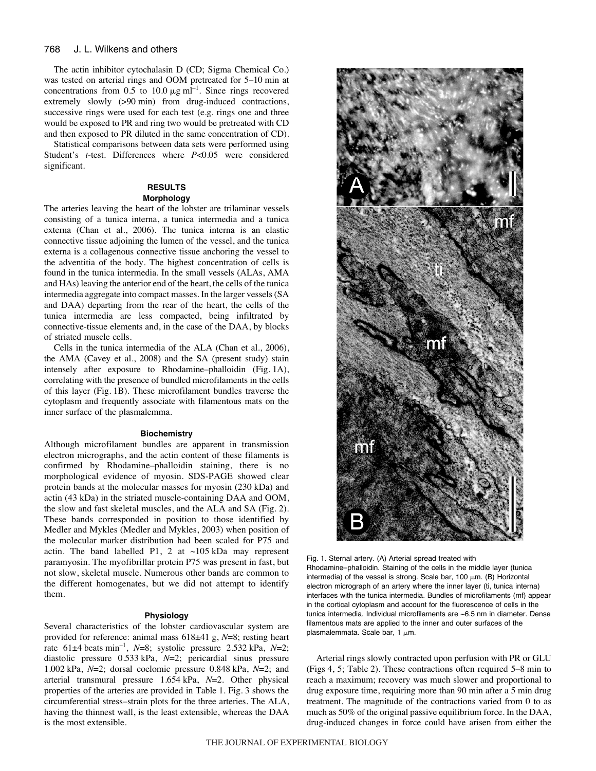The actin inhibitor cytochalasin D (CD; Sigma Chemical Co.) was tested on arterial rings and OOM pretreated for 5–10 min at concentrations from 0.5 to 10.0 μg ml$^{-1}$. Since rings recovered extremely slowly (>90 min) from drug-induced contractions, successive rings were used for each test (e.g. rings one and three would be exposed to PR and ring two would be pretreated with CD and then exposed to PR diluted in the same concentration of CD).

Statistical comparisons between data sets were performed using Student's *t*-test. Differences where $P<0.05$ were considered significant.

## RESULTS

### Morphology

The arteries leaving the heart of the lobster are trilaminar vessels consisting of a tunica interna, a tunica intermedia and a tunica externa (Chan et al., 2006). The tunica interna is an elastic connective tissue adjoining the lumen of the vessel, and the tunica externa is a collagenous connective tissue anchoring the vessel to the adventitia of the body. The highest concentration of cells is found in the tunica intermedia. In the small vessels (ALAs, AMA and HAs) leaving the anterior end of the heart, the cells of the tunica intermedia aggregate into compact masses. In the larger vessels (SA and DAA) departing from the rear of the heart, the cells of the tunica intermedia are less compacted, being infiltrated by connective-tissue elements and, in the case of the DAA, by blocks of striated muscle cells.

Cells in the tunica intermedia of the ALA (Chan et al., 2006), the AMA (Cavey et al., 2008) and the SA (present study) stain intensely after exposure to Rhodamine–phalloidin (Fig. 1A), correlating with the presence of bundled microfilaments in the cells of this layer (Fig. 1B). These microfilament bundles traverse the cytoplasm and frequently associate with filamentous mats on the inner surface of the plasmalemma.

### Biochemistry

Although microfilament bundles are apparent in transmission electron micrographs, and the actin content of these filaments is confirmed by Rhodamine–phalloidin staining, there is no morphological evidence of myosin. SDS-PAGE showed clear protein bands at the molecular masses for myosin (230 kDa) and actin (43 kDa) in the striated muscle-containing DAA and OOM, the slow and fast skeletal muscles, and the ALA and SA (Fig. 2). These bands corresponded in position to those identified by Medler and Mykles (Medler and Mykles, 2003) when position of the molecular marker distribution had been scaled for P75 and actin. The band labelled P1, 2 at ~105 kDa may represent paramyosin. The myofibrillar protein P75 was present in fast, but not slow, skeletal muscle. Numerous other bands are common to the different homogenates, but we did not attempt to identify them.

### Physiology

Several characteristics of the lobster cardiovascular system are provided for reference: animal mass 618±41 g, $N$=8; resting heart rate 61±4 beats min$^{-1}$, $N$=8; systolic pressure 2.532 kPa, $N$=2; diastolic pressure 0.533 kPa, $N$=2; pericardial sinus pressure 1.002 kPa, $N$=2; dorsal coelomic pressure 0.848 kPa, $N$=2; and arterial transmural pressure 1.654 kPa, $N$=2. Other physical properties of the arteries are provided in Table 1. Fig. 3 shows the circumferential stress–strain plots for the three arteries. The ALA, having the thinnest wall, is the least extensible, whereas the DAA is the most extensible.

Fig. 1. Sternal artery. (A) Arterial spread treated with Rhodamine–phalloidin. Staining of the cells in the middle layer (tunica intermedia) of the vessel is strong. Scale bar, 100 μm. (B) Horizontal electron micrograph of an artery where the inner layer (ti, tunica interna) interfaces with the tunica intermedia. Bundles of microfilaments (mf) appear in the cortical cytoplasm and account for the fluorescence of cells in the tunica intermedia. Individual microfilaments are ~6.5 nm in diameter. Dense filamentous mats are applied to the inner and outer surfaces of the plasmalemmata. Scale bar, 1 μm.

Arterial rings slowly contracted upon perfusion with PR or GLU (Figs 4, 5; Table 2). These contractions often required 5–8 min to reach a maximum; recovery was much slower and proportional to drug exposure time, requiring more than 90 min after a 5 min drug treatment. The magnitude of the contractions varied from 0 to as much as 50% of the original passive equilibrium force. In the DAA, drug-induced changes in force could have arisen from either the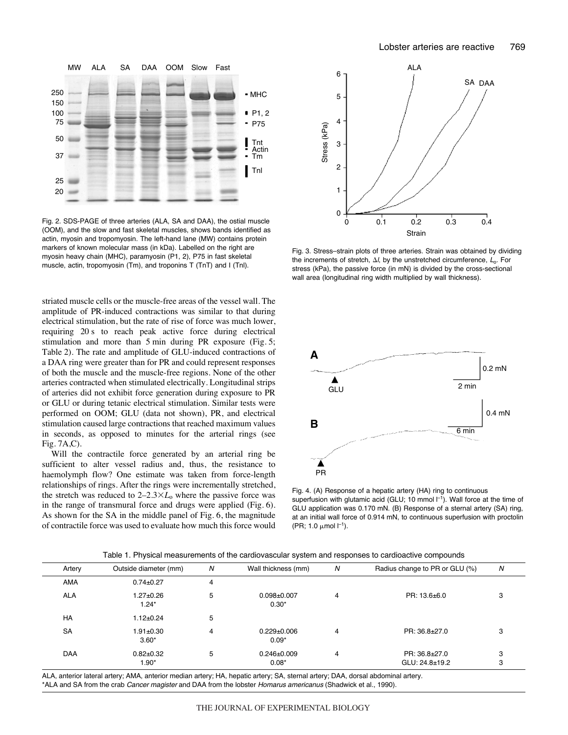Fig. 2. SDS-PAGE of three arteries (ALA, SA and DAA), the ostial muscle (OOM), and the slow and fast skeletal muscles, shows bands identified as actin, myosin and tropomyosin. The left-hand lane (MW) contains protein markers of known molecular mass (in kDa). Labelled on the right are myosin heavy chain (MHC), paramyosin (P1, 2), P75 in fast skeletal muscle, actin, tropomyosin (Tm), and troponins T (TnT) and I (TnI).

Fig. 3. Stress–strain plots of three arteries. Strain was obtained by dividing the increments of stretch, $\Delta l$, by the unstretched circumference, $L_o$. For stress (kPa), the passive force (in mN) is divided by the cross-sectional wall area (longitudinal ring width multiplied by wall thickness).

striated muscle cells or the muscle-free areas of the vessel wall. The amplitude of PR-induced contractions was similar to that during electrical stimulation, but the rate of rise of force was much lower, requiring 20 s to reach peak active force during electrical stimulation and more than 5 min during PR exposure (Fig. 5; Table 2). The rate and amplitude of GLU-induced contractions of a DAA ring were greater than for PR and could represent responses of both the muscle and the muscle-free regions. None of the other arteries contracted when stimulated electrically. Longitudinal strips of arteries did not exhibit force generation during exposure to PR or GLU or during tetanic electrical stimulation. Similar tests were performed on OOM; GLU (data not shown), PR, and electrical stimulation caused large contractions that reached maximum values in seconds, as opposed to minutes for the arterial rings (see Fig. 7A,C).

Will the contractile force generated by an arterial ring be sufficient to alter vessel radius and, thus, the resistance to haemolymph flow? One estimate was taken from force-length relationships of rings. After the rings were incrementally stretched, the stretch was reduced to $2–2.3 \times L_o$ where the passive force was in the range of transmural force and drugs were applied (Fig. 6). As shown for the SA in the middle panel of Fig. 6, the magnitude of contractile force was used to evaluate how much this force would

Fig. 4. (A) Response of a hepatic artery (HA) ring to continuous superfusion with glutamic acid (GLU; 10 mmol $l^{-1}$). Wall force at the time of GLU application was 0.170 mN. (B) Response of a sternal artery (SA) ring, at an initial wall force of 0.914 mN, to continuous superfusion with proctolin (PR; 1.0 $\mu$mol $l^{-1}$).

Table 1. Physical measurements of the cardiovascular system and responses to cardioactive compounds

| Artery | Outside diameter (mm) | N | Wall thickness (mm) | N | Radius change to PR or GLU (%) | N |
|---|---|---|---|---|---|---|
| AMA | 0.74±0.27 | 4 | | | | |
| ALA | 1.27±0.26<br>1.24* | 5 | 0.098±0.007<br>0.30* | 4 | PR: 13.6±6.0 | 3 |
| HA | 1.12±0.24 | 5 | | | | |
| SA | 1.91±0.30<br>3.60* | 4 | 0.229±0.006<br>0.09* | 4 | PR: 36.8±27.0 | 3 |
| DAA | 0.82±0.32<br>1.90* | 5 | 0.246±0.009<br>0.08* | 4 | PR: 36.8±27.0<br>GLU: 24.8±19.2 | 3<br>3 |

ALA, anterior lateral artery; AMA, anterior median artery; HA, hepatic artery; SA, sternal artery; DAA, dorsal abdominal artery.
*ALA and SA from the crab *Cancer magister* and DAA from the lobster *Homarus americanus* (Shadwick et al., 1990).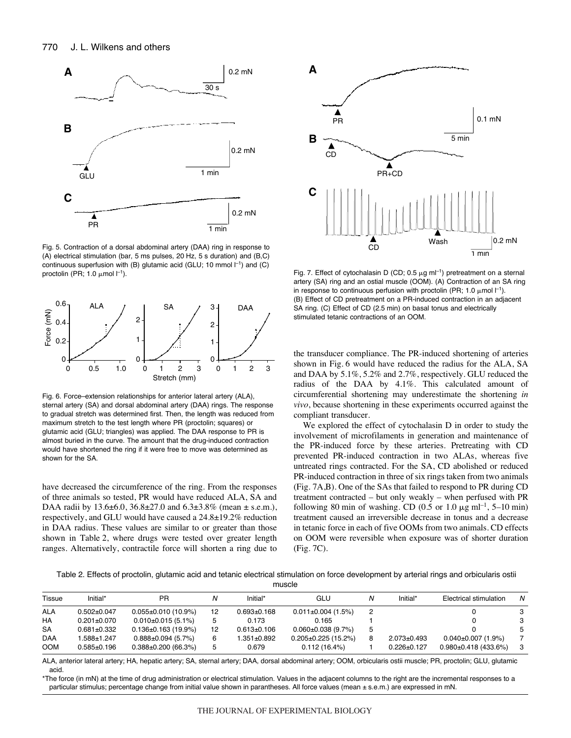Fig. 5. Contraction of a dorsal abdominal artery (DAA) ring in response to (A) electrical stimulation (bar, 5 ms pulses, 20 Hz, 5 s duration) and (B,C) continuous superfusion with (B) glutamic acid (GLU; 10 mmol $l^{-1}$) and (C) proctolin (PR; 1.0 μmol $l^{-1}$).

Fig. 6. Force–extension relationships for anterior lateral artery (ALA), sternal artery (SA) and dorsal abdominal artery (DAA) rings. The response to gradual stretch was determined first. Then, the length was reduced from maximum stretch to the test length where PR (proctolin; squares) or glutamic acid (GLU; triangles) was applied. The DAA response to PR is almost buried in the curve. The amount that the drug-induced contraction would have shortened the ring if it were free to move was determined as shown for the SA.

have decreased the circumference of the ring. From the responses of three animals so tested, PR would have reduced ALA, SA and DAA radii by 13.6±6.0, 36.8±27.0 and 6.3±3.8% (mean ± s.e.m.), respectively, and GLU would have caused a 24.8±19.2% reduction in DAA radius. These values are similar to or greater than those shown in Table 2, where drugs were tested over greater length ranges. Alternatively, contractile force will shorten a ring due to the transducer compliance. The PR-induced shortening of arteries shown in Fig. 6 would have reduced the radius for the ALA, SA and DAA by 5.1%, 5.2% and 2.7%, respectively. GLU reduced the radius of the DAA by 4.1%. This calculated amount of circumferential shortening may underestimate the shortening *in vivo*, because shortening in these experiments occurred against the compliant transducer.

We explored the effect of cytochalasin D in order to study the involvement of microfilaments in generation and maintenance of the PR-induced force by these arteries. Pretreating with CD prevented PR-induced contraction in two ALAs, whereas five untreated rings contracted. For the SA, CD abolished or reduced PR-induced contraction in three of six rings taken from two animals (Fig. 7A,B). One of the SAs that failed to respond to PR during CD treatment contracted – but only weakly – when perfused with PR following 80 min of washing. CD (0.5 or 1.0 μg $ml^{-1}$, 5–10 min) treatment caused an irreversible decrease in tonus and a decrease in tetanic force in each of five OOMs from two animals. CD effects on OOM were reversible when exposure was of shorter duration (Fig. 7C).

Fig. 7. Effect of cytochalasin D (CD; 0.5 μg $ml^{-1}$) pretreatment on a sternal artery (SA) ring and an ostial muscle (OOM). (A) Contraction of an SA ring in response to continuous perfusion with proctolin (PR; 1.0 μmol $l^{-1}$). (B) Effect of CD pretreatment on a PR-induced contraction in an adjacent SA ring. (C) Effect of CD (2.5 min) on basal tonus and electrically stimulated tetanic contractions of an OOM.

Table 2. Effects of proctolin, glutamic acid and tetanic electrical stimulation on force development by arterial rings and orbicularis ostii muscle

| Tissue | Initial* | PR | N | Initial* | GLU | N | Initial* | Electrical stimulation | N |
|---|---|---|---|---|---|---|---|---|---|
| ALA | 0.502±0.047 | 0.055±0.010 (10.9%) | 12 | 0.693±0.168 | 0.011±0.004 (1.5%) | 2 | | 0 | 3 |
| HA | 0.201±0.070 | 0.010±0.015 (5.1%) | 5 | 0.173 | 0.165 | 1 | | 0 | 3 |
| SA | 0.681±0.332 | 0.136±0.163 (19.9%) | 12 | 0.613±0.106 | 0.060±0.038 (9.7%) | 5 | | 0 | 5 |
| DAA | 1.588±1.247 | 0.888±0.094 (5.7%) | 6 | 1.351±0.892 | 0.205±0.225 (15.2%) | 8 | 2.073±0.493 | 0.040±0.007 (1.9%) | 7 |
| OOM | 0.585±0.196 | 0.388±0.200 (66.3%) | 5 | 0.679 | 0.112 (16.4%) | 1 | 0.226±0.127 | 0.980±0.418 (433.6%) | 3 |

ALA, anterior lateral artery; HA, hepatic artery; SA, sternal artery; DAA, dorsal abdominal artery; OOM, orbicularis ostii muscle; PR, proctolin; GLU, glutamic acid.

*The force (in mN) at the time of drug administration or electrical stimulation. Values in the adjacent columns to the right are the incremental responses to a particular stimulus; percentage change from initial value shown in parantheses. All force values (mean ± s.e.m.) are expressed in mN.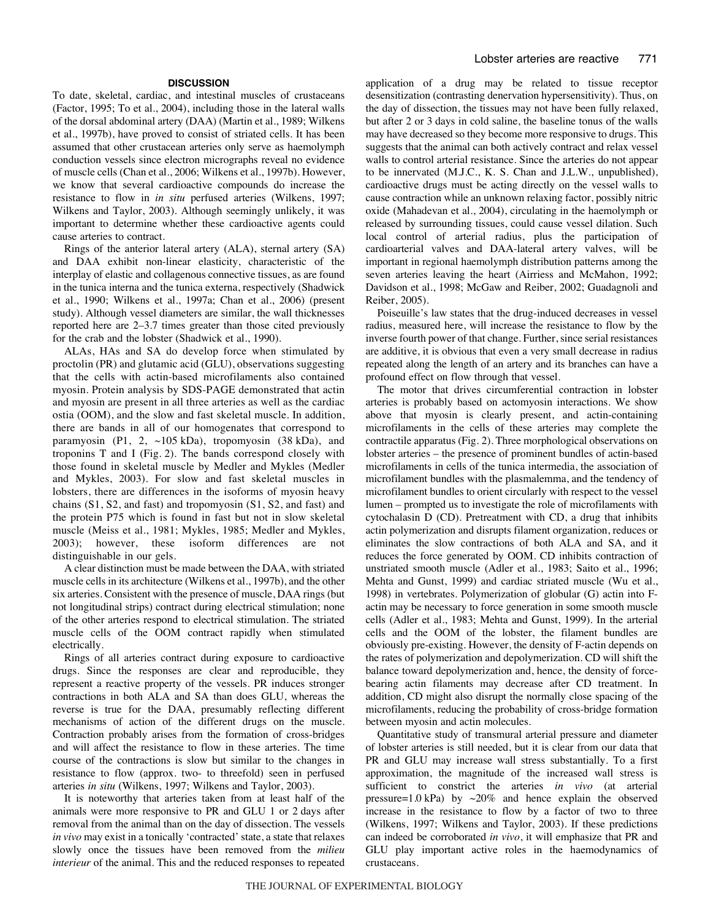## DISCUSSION

To date, skeletal, cardiac, and intestinal muscles of crustaceans (Factor, 1995; To et al., 2004), including those in the lateral walls of the dorsal abdominal artery (DAA) (Martin et al., 1989; Wilkens et al., 1997b), have proved to consist of striated cells. It has been assumed that other crustacean arteries only serve as haemolymph conduction vessels since electron micrographs reveal no evidence of muscle cells (Chan et al., 2006; Wilkens et al., 1997b). However, we know that several cardioactive compounds do increase the resistance to flow in *in situ* perfused arteries (Wilkens, 1997; Wilkens and Taylor, 2003). Although seemingly unlikely, it was important to determine whether these cardioactive agents could cause arteries to contract.

Rings of the anterior lateral artery (ALA), sternal artery (SA) and DAA exhibit non-linear elasticity, characteristic of the interplay of elastic and collagenous connective tissues, as are found in the tunica interna and the tunica externa, respectively (Shadwick et al., 1990; Wilkens et al., 1997a; Chan et al., 2006) (present study). Although vessel diameters are similar, the wall thicknesses reported here are 2–3.7 times greater than those cited previously for the crab and the lobster (Shadwick et al., 1990).

ALAs, HAs and SA do develop force when stimulated by proctolin (PR) and glutamic acid (GLU), observations suggesting that the cells with actin-based microfilaments also contained myosin. Protein analysis by SDS-PAGE demonstrated that actin and myosin are present in all three arteries as well as the cardiac ostia (OOM), and the slow and fast skeletal muscle. In addition, there are bands in all of our homogenates that correspond to paramyosin (P1, 2, ~105 kDa), tropomyosin (38 kDa), and troponins T and I (Fig. 2). The bands correspond closely with those found in skeletal muscle by Medler and Mykles (Medler and Mykles, 2003). For slow and fast skeletal muscles in lobsters, there are differences in the isoforms of myosin heavy chains (S1, S2, and fast) and tropomyosin (S1, S2, and fast) and the protein P75 which is found in fast but not in slow skeletal muscle (Meiss et al., 1981; Mykles, 1985; Medler and Mykles, 2003); however, these isoform differences are not distinguishable in our gels.

A clear distinction must be made between the DAA, with striated muscle cells in its architecture (Wilkens et al., 1997b), and the other six arteries. Consistent with the presence of muscle, DAA rings (but not longitudinal strips) contract during electrical stimulation; none of the other arteries respond to electrical stimulation. The striated muscle cells of the OOM contract rapidly when stimulated electrically.

Rings of all arteries contract during exposure to cardioactive drugs. Since the responses are clear and reproducible, they represent a reactive property of the vessels. PR induces stronger contractions in both ALA and SA than does GLU, whereas the reverse is true for the DAA, presumably reflecting different mechanisms of action of the different drugs on the muscle. Contraction probably arises from the formation of cross-bridges and will affect the resistance to flow in these arteries. The time course of the contractions is slow but similar to the changes in resistance to flow (approx. two- to threefold) seen in perfused arteries *in situ* (Wilkens, 1997; Wilkens and Taylor, 2003).

It is noteworthy that arteries taken from at least half of the animals were more responsive to PR and GLU 1 or 2 days after removal from the animal than on the day of dissection. The vessels *in vivo* may exist in a tonically 'contracted' state, a state that relaxes slowly once the tissues have been removed from the *milieu interieur* of the animal. This and the reduced responses to repeated application of a drug may be related to tissue receptor desensitization (contrasting denervation hypersensitivity). Thus, on the day of dissection, the tissues may not have been fully relaxed, but after 2 or 3 days in cold saline, the baseline tonus of the walls may have decreased so they become more responsive to drugs. This suggests that the animal can both actively contract and relax vessel walls to control arterial resistance. Since the arteries do not appear to be innervated (M.J.C., K. S. Chan and J.L.W., unpublished), cardioactive drugs must be acting directly on the vessel walls to cause contraction while an unknown relaxing factor, possibly nitric oxide (Mahadevan et al., 2004), circulating in the haemolymph or released by surrounding tissues, could cause vessel dilation. Such local control of arterial radius, plus the participation of cardioarterial valves and DAA-lateral artery valves, will be important in regional haemolymph distribution patterns among the seven arteries leaving the heart (Airriess and McMahon, 1992; Davidson et al., 1998; McGaw and Reiber, 2002; Guadagnoli and Reiber, 2005).

Poiseuille's law states that the drug-induced decreases in vessel radius, measured here, will increase the resistance to flow by the inverse fourth power of that change. Further, since serial resistances are additive, it is obvious that even a very small decrease in radius repeated along the length of an artery and its branches can have a profound effect on flow through that vessel.

The motor that drives circumferential contraction in lobster arteries is probably based on actomyosin interactions. We show above that myosin is clearly present, and actin-containing microfilaments in the cells of these arteries may complete the contractile apparatus (Fig. 2). Three morphological observations on lobster arteries – the presence of prominent bundles of actin-based microfilaments in cells of the tunica intermedia, the association of microfilament bundles with the plasmalemma, and the tendency of microfilament bundles to orient circularly with respect to the vessel lumen – prompted us to investigate the role of microfilaments with cytochalasin D (CD). Pretreatment with CD, a drug that inhibits actin polymerization and disrupts filament organization, reduces or eliminates the slow contractions of both ALA and SA, and it reduces the force generated by OOM. CD inhibits contraction of unstriated smooth muscle (Adler et al., 1983; Saito et al., 1996; Mehta and Gunst, 1999) and cardiac striated muscle (Wu et al., 1998) in vertebrates. Polymerization of globular (G) actin into F-actin may be necessary to force generation in some smooth muscle cells (Adler et al., 1983; Mehta and Gunst, 1999). In the arterial cells and the OOM of the lobster, the filament bundles are obviously pre-existing. However, the density of F-actin depends on the rates of polymerization and depolymerization. CD will shift the balance toward depolymerization and, hence, the density of force-bearing actin filaments may decrease after CD treatment. In addition, CD might also disrupt the normally close spacing of the microfilaments, reducing the probability of cross-bridge formation between myosin and actin molecules.

Quantitative study of transmural arterial pressure and diameter of lobster arteries is still needed, but it is clear from our data that PR and GLU may increase wall stress substantially. To a first approximation, the magnitude of the increased wall stress is sufficient to constrict the arteries *in vivo* (at arterial pressure=1.0 kPa) by ~20% and hence explain the observed increase in the resistance to flow by a factor of two to three (Wilkens, 1997; Wilkens and Taylor, 2003). If these predictions can indeed be corroborated *in vivo*, it will emphasize that PR and GLU play important active roles in the haemodynamics of crustaceans.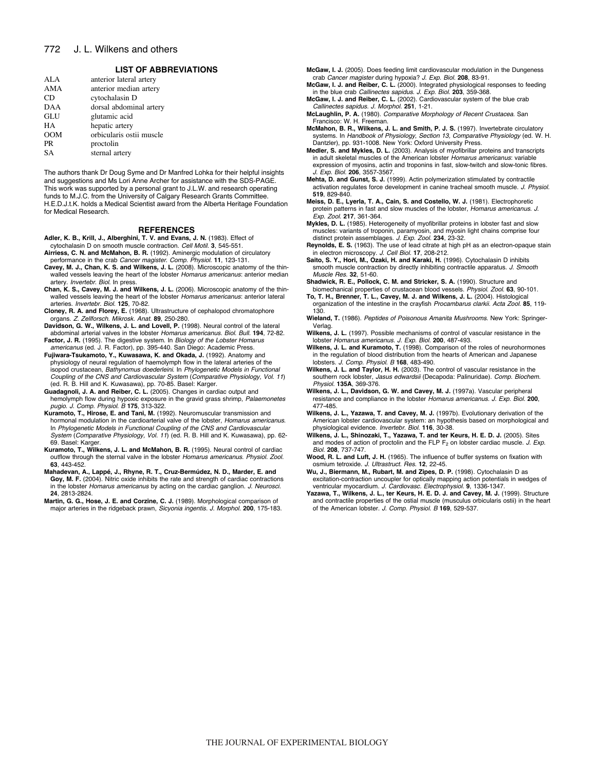## LIST OF ABBREVIATIONS

| | |
|---|---|
| ALA | anterior lateral artery |
| AMA | anterior median artery |
| CD | cytochalasin D |
| DAA | dorsal abdominal artery |
| GLU | glutamic acid |
| HA | hepatic artery |
| OOM | orbicularis ostii muscle |
| PR | proctolin |
| SA | sternal artery |

The authors thank Dr Doug Syme and Dr Manfred Lohka for their helpful insights and suggestions and Ms Lori Anne Archer for assistance with the SDS-PAGE. This work was supported by a personal grant to J.L.W. and research operating funds to M.J.C. from the University of Calgary Research Grants Committee. H.E.D.J.t.K. holds a Medical Scientist award from the Alberta Heritage Foundation for Medical Research.

## REFERENCES

**Adler, K. B., Krill, J., Alberghini, T. V. and Evans, J. N.** (1983). Effect of cytochalasin D on smooth muscle contraction. *Cell Motil.* **3**, 545-551.

**Airriess, C. N. and McMahon, B. R.** (1992). Aminergic modulation of circulatory performance in the crab *Cancer magister*. *Comp. Physiol.* **11**, 123-131.

**Cavey, M. J., Chan, K. S. and Wilkens, J. L.** (2008). Microscopic anatomy of the thin-walled vessels leaving the heart of the lobster *Homarus americanus*: anterior median artery. *Invertebr. Biol.* In press.

**Chan, K. S., Cavey, M. J. and Wilkens, J. L.** (2006). Microscopic anatomy of the thin-walled vessels leaving the heart of the lobster *Homarus americanus*: anterior lateral arteries. *Invertebr. Biol.* **125**, 70-82.

**Cloney, R. A. and Florey, E.** (1968). Ultrastructure of cephalopod chromatophore organs. *Z. Zellforsch. Mikrosk. Anat.* **89**, 250-280.

**Davidson, G. W., Wilkens, J. L. and Lovell, P.** (1998). Neural control of the lateral abdominal arterial valves in the lobster *Homarus americanus*. *Biol. Bull.* **194**, 72-82.

**Factor, J. R.** (1995). The digestive system. In *Biology of the Lobster Homarus americanus* (ed. J. R. Factor), pp. 395-440. San Diego: Academic Press.

**Fujiwara-Tsukamoto, Y., Kuwasawa, K. and Okada, J.** (1992). Anatomy and physiology of neural regulation of haemolymph flow in the lateral arteries of the isopod crustacean, *Bathynomus doederleini*. In *Phylogenetic Models in Functional Coupling of the CNS and Cardiovascular System* (*Comparative Physiology, Vol. 11*) (ed. R. B. Hill and K. Kuwasawa), pp. 70-85. Basel: Karger.

**Guadagnoli, J. A. and Reiber, C. L.** (2005). Changes in cardiac output and hemolymph flow during hypoxic exposure in the gravid grass shrimp, *Palaemonetes pugio*. *J. Comp. Physiol. B* **175**, 313-322.

**Kuramoto, T., Hirose, E. and Tani, M.** (1992). Neuromuscular transmission and hormonal modulation in the cardioarterial valve of the lobster, *Homarus americanus*. In *Phylogenetic Models in Functional Coupling of the CNS and Cardiovascular System* (*Comparative Physiology, Vol. 11*) (ed. R. B. Hill and K. Kuwasawa), pp. 62-69. Basel: Karger.

**Kuramoto, T., Wilkens, J. L. and McMahon, B. R.** (1995). Neural control of cardiac outflow through the sternal valve in the lobster *Homarus americanus*. *Physiol. Zool.* **63**, 443-452.

**Mahadevan, A., Lappé, J., Rhyne, R. T., Cruz-Bermúdez, N. D., Marder, E. and Goy, M. F.** (2004). Nitric oxide inhibits the rate and strength of cardiac contractions in the lobster *Homarus americanus* by acting on the cardiac ganglion. *J. Neurosci.* **24**, 2813-2824.

**Martin, G. G., Hose, J. E. and Corzine, C. J.** (1989). Morphological comparison of major arteries in the ridgeback prawn, *Sicyonia ingentis*. *J. Morphol.* **200**, 175-183.

**McGaw, I. J.** (2005). Does feeding limit cardiovascular modulation in the Dungeness crab *Cancer magister* during hypoxia? *J. Exp. Biol.* **208**, 83-91.

**McGaw, I. J. and Reiber, C. L.** (2000). Integrated physiological responses to feeding in the blue crab *Callinectes sapidus*. *J. Exp. Biol.* **203**, 359-368.

**McGaw, I. J. and Reiber, C. L.** (2002). Cardiovascular system of the blue crab *Callinectes sapidus*. *J. Morphol.* **251**, 1-21.

**McLaughlin, P. A.** (1980). *Comparative Morphology of Recent Crustacea*. San Francisco: W. H. Freeman.

**McMahon, B. R., Wilkens, J. L. and Smith, P. J. S.** (1997). Invertebrate circulatory systems. In *Handbook of Physiology, Section 13, Comparative Physiology* (ed. W. H. Dantzler), pp. 931-1008. New York: Oxford University Press.

**Medler, S. and Mykles, D. L.** (2003). Analysis of myofibrillar proteins and transcripts in adult skeletal muscles of the American lobster *Homarus americanus*: variable expression of myosins, actin and troponins in fast, slow-twitch and slow-tonic fibres. *J. Exp. Biol.* **206**, 3557-3567.

**Mehta, D. and Gunst, S. J.** (1999). Actin polymerization stimulated by contractile activation regulates force development in canine tracheal smooth muscle. *J. Physiol.* **519**, 829-840.

**Meiss, D. E., Lyerla, T. A., Cain, S. and Costello, W. J.** (1981). Electrophoretic protein patterns in fast and slow muscles of the lobster, *Homarus americanus*. *J. Exp. Zool.* **217**, 361-364.

**Mykles, D. L.** (1985). Heterogeneity of myofibrillar proteins in lobster fast and slow muscles: variants of troponin, paramyosin, and myosin light chains comprise four distinct protein assemblages. *J. Exp. Zool.* **234**, 23-32.

**Reynolds, E. S.** (1963). The use of lead citrate at high pH as an electron-opaque stain in electron microscopy. *J. Cell Biol.* **17**, 208-212.

**Saito, S. Y., Hori, M., Ozaki, H. and Karaki, H.** (1996). Cytochalasin D inhibits smooth muscle contraction by directly inhibiting contractile apparatus. *J. Smooth Muscle Res.* **32**, 51-60.

**Shadwick, R. E., Pollock, C. M. and Stricker, S. A.** (1990). Structure and biomechanical properties of crustacean blood vessels. *Physiol. Zool.* **63**, 90-101.

**To, T. H., Brenner, T. L., Cavey, M. J. and Wilkens, J. L.** (2004). Histological organization of the intestine in the crayfish *Procambarus clarkii*. *Acta Zool.* **85**, 119-130.

**Wieland, T.** (1986). *Peptides of Poisonous Amanita Mushrooms*. New York: Springer-Verlag.

**Wilkens, J. L.** (1997). Possible mechanisms of control of vascular resistance in the lobster *Homarus americanus*. *J. Exp. Biol.* **200**, 487-493.

**Wilkens, J. L. and Kuramoto, T.** (1998). Comparison of the roles of neurohormones in the regulation of blood distribution from the hearts of American and Japanese lobsters. *J. Comp. Physiol. B* **168**, 483-490.

**Wilkens, J. L. and Taylor, H. H.** (2003). The control of vascular resistance in the southern rock lobster, *Jasus edwardsii* (Decapoda: Palinuridae). *Comp. Biochem. Physiol.* **135A**, 369-376.

**Wilkens, J. L., Davidson, G. W. and Cavey, M. J.** (1997a). Vascular peripheral resistance and compliance in the lobster *Homarus americanus*. *J. Exp. Biol.* **200**, 477-485.

**Wilkens, J. L., Yazawa, T. and Cavey, M. J.** (1997b). Evolutionary derivation of the American lobster cardiovascular system: an hypothesis based on morphological and physiological evidence. *Invertebr. Biol.* **116**, 30-38.

**Wilkens, J. L., Shinozaki, T., Yazawa, T. and ter Keurs, H. E. D. J.** (2005). Sites and modes of action of proctolin and the FLP $F_2$ on lobster cardiac muscle. *J. Exp. Biol.* **208**, 737-747.

**Wood, R. L. and Luft, J. H.** (1965). The influence of buffer systems on fixation with osmium tetroxide. *J. Ultrastruct. Res.* **12**, 22-45.

**Wu, J., Biermann, M., Rubart, M. and Zipes, D. P.** (1998). Cytochalasin D as excitation-contraction uncoupler for optically mapping action potentials in wedges of ventricular myocardium. *J. Cardiovasc. Electrophysiol.* **9**, 1336-1347.

**Yazawa, T., Wilkens, J. L., ter Keurs, H. E. D. J. and Cavey, M. J.** (1999). Structure and contractile properties of the ostial muscle (musculus orbicularis ostii) in the heart of the American lobster. *J. Comp. Physiol. B* **169**, 529-537.